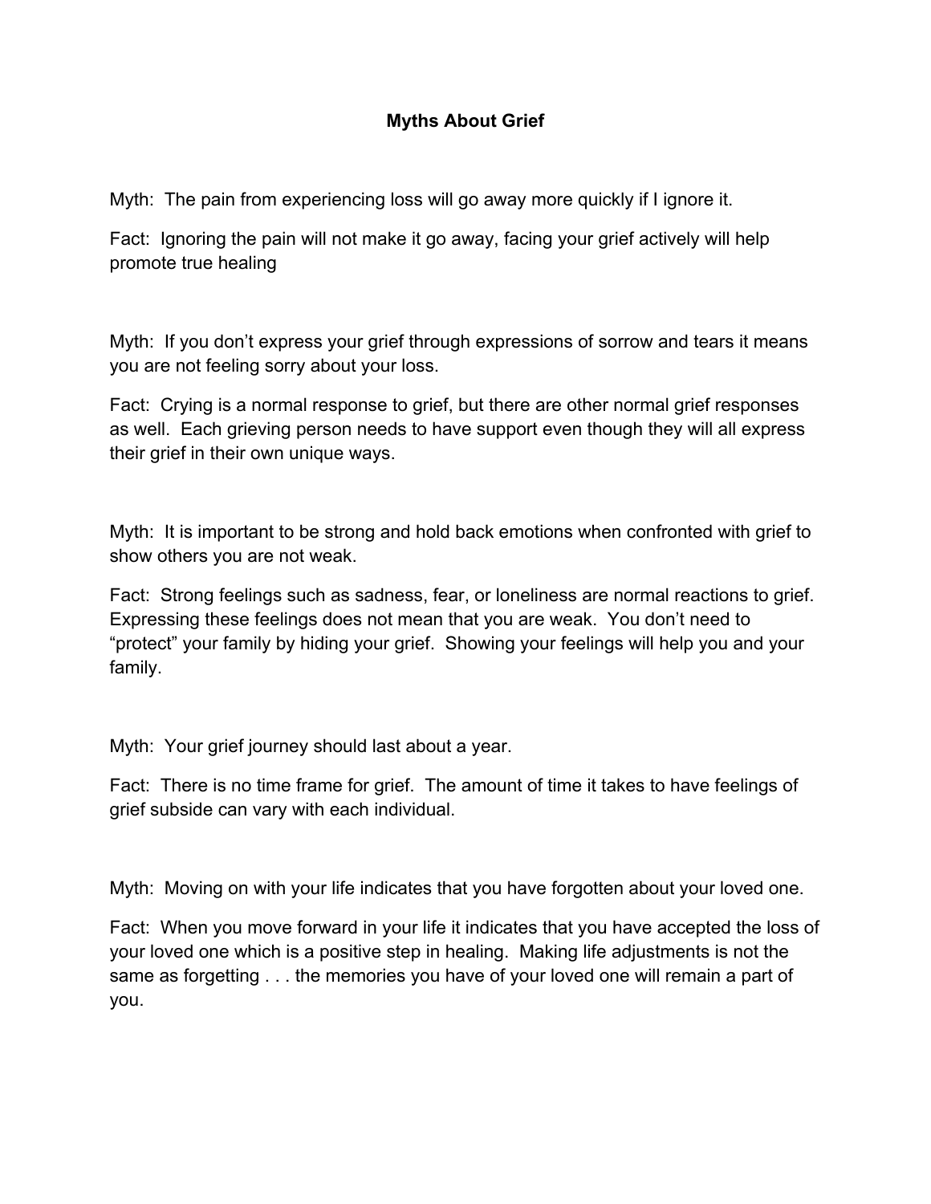# Myths About Grief

Myth: The pain from experiencing loss will go away more quickly if I ignore it.

Fact: Ignoring the pain will not make it go away, facing your grief actively will help promote true healing

Myth: If you don't express your grief through expressions of sorrow and tears it means you are not feeling sorry about your loss.

Fact: Crying is a normal response to grief, but there are other normal grief responses as well. Each grieving person needs to have support even though they will all express their grief in their own unique ways.

Myth: It is important to be strong and hold back emotions when confronted with grief to show others you are not weak.

Fact: Strong feelings such as sadness, fear, or loneliness are normal reactions to grief. Expressing these feelings does not mean that you are weak. You don't need to "protect" your family by hiding your grief. Showing your feelings will help you and your family.

Myth: Your grief journey should last about a year.

Fact: There is no time frame for grief. The amount of time it takes to have feelings of grief subside can vary with each individual.

Myth: Moving on with your life indicates that you have forgotten about your loved one.

Fact: When you move forward in your life it indicates that you have accepted the loss of your loved one which is a positive step in healing. Making life adjustments is not the same as forgetting . . . the memories you have of your loved one will remain a part of you.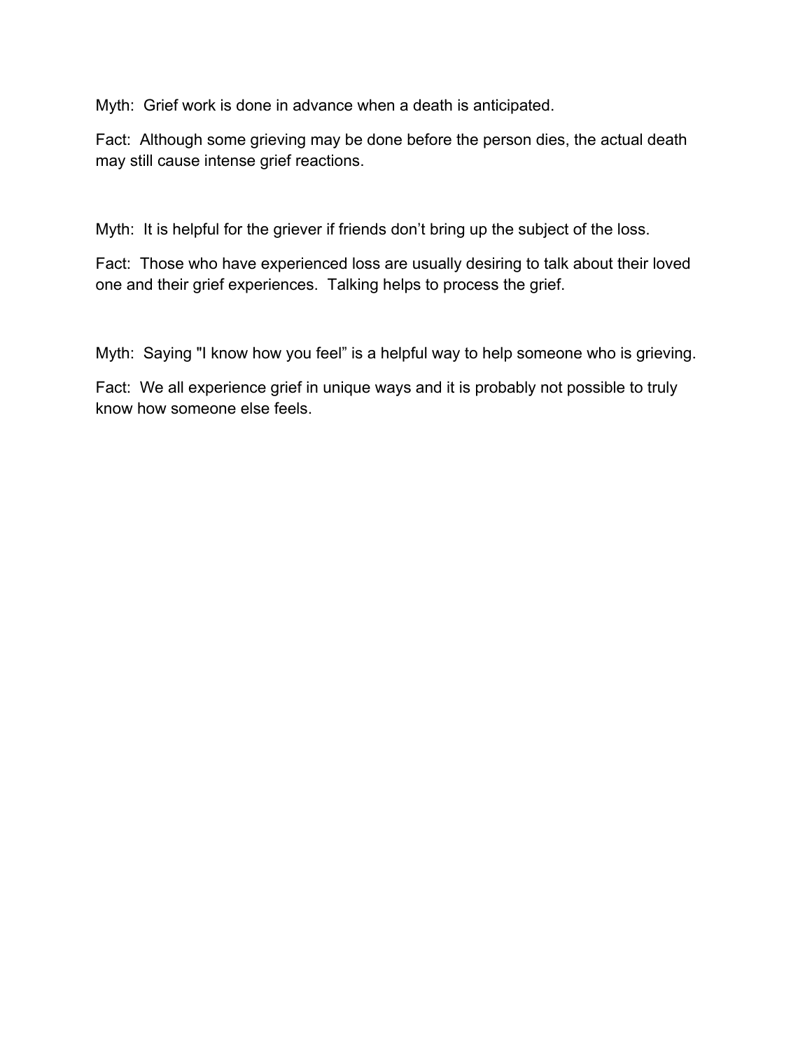Myth:  Grief work is done in advance when a death is anticipated.

Fact:  Although some grieving may be done before the person dies, the actual death may still cause intense grief reactions.

Myth:  It is helpful for the griever if friends don't bring up the subject of the loss.

Fact:  Those who have experienced loss are usually desiring to talk about their loved one and their grief experiences.  Talking helps to process the grief.

Myth:  Saying "I know how you feel" is a helpful way to help someone who is grieving.

Fact:  We all experience grief in unique ways and it is probably not possible to truly know how someone else feels.